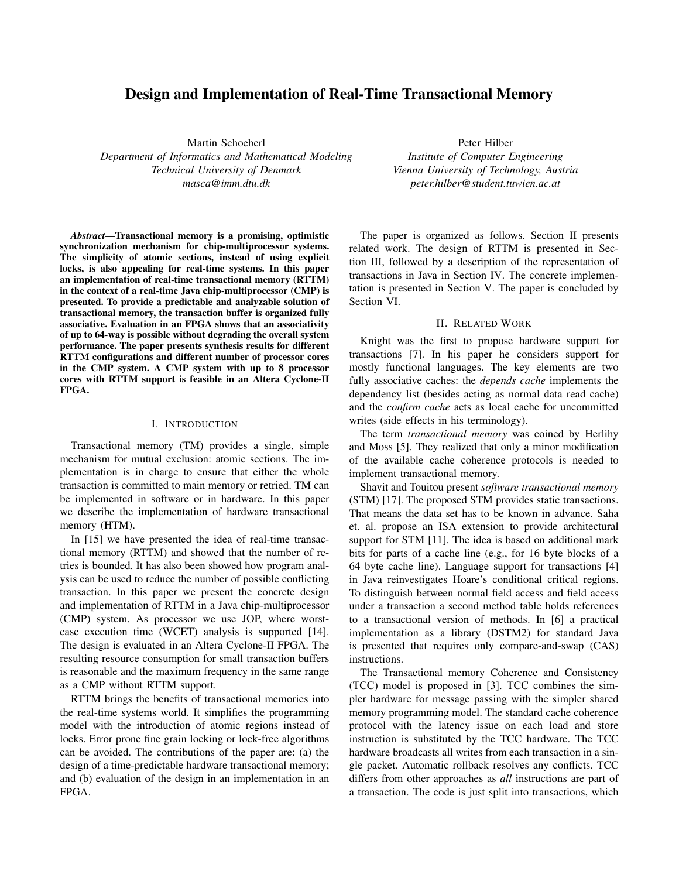# Design and Implementation of Real-Time Transactional Memory

Martin Schoeberl
*Department of Informatics and Mathematical Modeling*
*Technical University of Denmark*
*masca@imm.dtu.dk*

Peter Hilber
*Institute of Computer Engineering*
*Vienna University of Technology, Austria*
*peter.hilber@student.tuwien.ac.at*

***Abstract*—Transactional memory is a promising, optimistic synchronization mechanism for chip-multiprocessor systems. The simplicity of atomic sections, instead of using explicit locks, is also appealing for real-time systems. In this paper an implementation of real-time transactional memory (RTTM) in the context of a real-time Java chip-multiprocessor (CMP) is presented. To provide a predictable and analyzable solution of transactional memory, the transaction buffer is organized fully associative. Evaluation in an FPGA shows that an associativity of up to 64-way is possible without degrading the overall system performance. The paper presents synthesis results for different RTTM configurations and different number of processor cores in the CMP system. A CMP system with up to 8 processor cores with RTTM support is feasible in an Altera Cyclone-II FPGA.**

## I. Introduction

Transactional memory (TM) provides a single, simple mechanism for mutual exclusion: atomic sections. The implementation is in charge to ensure that either the whole transaction is committed to main memory or retried. TM can be implemented in software or in hardware. In this paper we describe the implementation of hardware transactional memory (HTM).

In [15] we have presented the idea of real-time transactional memory (RTTM) and showed that the number of retries is bounded. It has also been showed how program analysis can be used to reduce the number of possible conflicting transaction. In this paper we present the concrete design and implementation of RTTM in a Java chip-multiprocessor (CMP) system. As processor we use JOP, where worst-case execution time (WCET) analysis is supported [14]. The design is evaluated in an Altera Cyclone-II FPGA. The resulting resource consumption for small transaction buffers is reasonable and the maximum frequency in the same range as a CMP without RTTM support.

RTTM brings the benefits of transactional memories into the real-time systems world. It simplifies the programming model with the introduction of atomic regions instead of locks. Error prone fine grain locking or lock-free algorithms can be avoided. The contributions of the paper are: (a) the design of a time-predictable hardware transactional memory; and (b) evaluation of the design in an implementation in an FPGA.

The paper is organized as follows. Section II presents related work. The design of RTTM is presented in Section III, followed by a description of the representation of transactions in Java in Section IV. The concrete implementation is presented in Section V. The paper is concluded by Section VI.

## II. Related Work

Knight was the first to propose hardware support for transactions [7]. In his paper he considers support for mostly functional languages. The key elements are two fully associative caches: the *depends cache* implements the dependency list (besides acting as normal data read cache) and the *confirm cache* acts as local cache for uncommitted writes (side effects in his terminology).

The term *transactional memory* was coined by Herlihy and Moss [5]. They realized that only a minor modification of the available cache coherence protocols is needed to implement transactional memory.

Shavit and Touitou present *software transactional memory* (STM) [17]. The proposed STM provides static transactions. That means the data set has to be known in advance. Saha et. al. propose an ISA extension to provide architectural support for STM [11]. The idea is based on additional mark bits for parts of a cache line (e.g., for 16 byte blocks of a 64 byte cache line). Language support for transactions [4] in Java reinvestigates Hoare's conditional critical regions. To distinguish between normal field access and field access under a transaction a second method table holds references to a transactional version of methods. In [6] a practical implementation as a library (DSTM2) for standard Java is presented that requires only compare-and-swap (CAS) instructions.

The Transactional memory Coherence and Consistency (TCC) model is proposed in [3]. TCC combines the simpler hardware for message passing with the simpler shared memory programming model. The standard cache coherence protocol with the latency issue on each load and store instruction is substituted by the TCC hardware. The TCC hardware broadcasts all writes from each transaction in a single packet. Automatic rollback resolves any conflicts. TCC differs from other approaches as *all* instructions are part of a transaction. The code is just split into transactions, which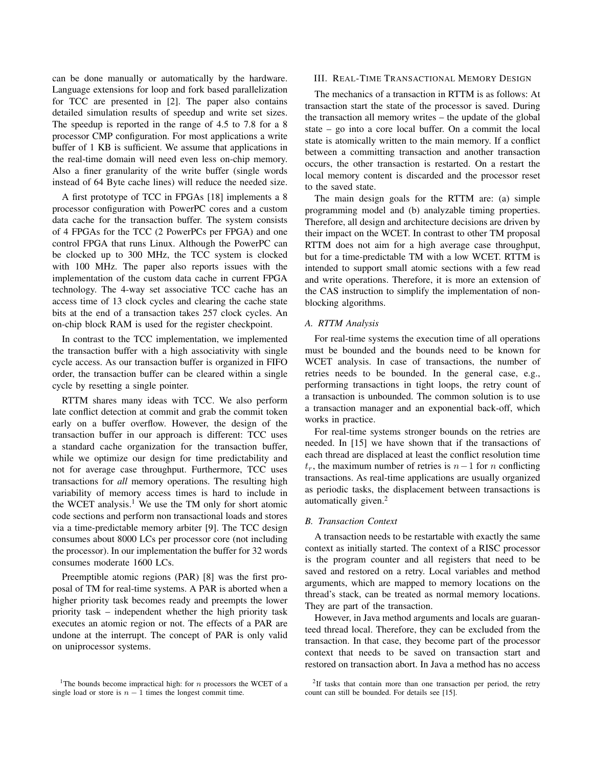can be done manually or automatically by the hardware. Language extensions for loop and fork based parallelization for TCC are presented in [2]. The paper also contains detailed simulation results of speedup and write set sizes. The speedup is reported in the range of 4.5 to 7.8 for a 8 processor CMP configuration. For most applications a write buffer of 1 KB is sufficient. We assume that applications in the real-time domain will need even less on-chip memory. Also a finer granularity of the write buffer (single words instead of 64 Byte cache lines) will reduce the needed size.

A first prototype of TCC in FPGAs [18] implements a 8 processor configuration with PowerPC cores and a custom data cache for the transaction buffer. The system consists of 4 FPGAs for the TCC (2 PowerPCs per FPGA) and one control FPGA that runs Linux. Although the PowerPC can be clocked up to 300 MHz, the TCC system is clocked with 100 MHz. The paper also reports issues with the implementation of the custom data cache in current FPGA technology. The 4-way set associative TCC cache has an access time of 13 clock cycles and clearing the cache state bits at the end of a transaction takes 257 clock cycles. An on-chip block RAM is used for the register checkpoint.

In contrast to the TCC implementation, we implemented the transaction buffer with a high associativity with single cycle access. As our transaction buffer is organized in FIFO order, the transaction buffer can be cleared within a single cycle by resetting a single pointer.

RTTM shares many ideas with TCC. We also perform late conflict detection at commit and grab the commit token early on a buffer overflow. However, the design of the transaction buffer in our approach is different: TCC uses a standard cache organization for the transaction buffer, while we optimize our design for time predictability and not for average case throughput. Furthermore, TCC uses transactions for *all* memory operations. The resulting high variability of memory access times is hard to include in the WCET analysis.[1] We use the TM only for short atomic code sections and perform non transactional loads and stores via a time-predictable memory arbiter [9]. The TCC design consumes about 8000 LCs per processor core (not including the processor). In our implementation the buffer for 32 words consumes moderate 1600 LCs.

Preemptible atomic regions (PAR) [8] was the first proposal of TM for real-time systems. A PAR is aborted when a higher priority task becomes ready and preempts the lower priority task – independent whether the high priority task executes an atomic region or not. The effects of a PAR are undone at the interrupt. The concept of PAR is only valid on uniprocessor systems.

[1] The bounds become impractical high: for $n$ processors the WCET of a single load or store is $n-1$ times the longest commit time.

## III. Real-Time Transactional Memory Design

The mechanics of a transaction in RTTM is as follows: At transaction start the state of the processor is saved. During the transaction all memory writes – the update of the global state – go into a core local buffer. On a commit the local state is atomically written to the main memory. If a conflict between a committing transaction and another transaction occurs, the other transaction is restarted. On a restart the local memory content is discarded and the processor reset to the saved state.

The main design goals for the RTTM are: (a) simple programming model and (b) analyzable timing properties. Therefore, all design and architecture decisions are driven by their impact on the WCET. In contrast to other TM proposal RTTM does not aim for a high average case throughput, but for a time-predictable TM with a low WCET. RTTM is intended to support small atomic sections with a few read and write operations. Therefore, it is more an extension of the CAS instruction to simplify the implementation of non-blocking algorithms.

### A. RTTM Analysis

For real-time systems the execution time of all operations must be bounded and the bounds need to be known for WCET analysis. In case of transactions, the number of retries needs to be bounded. In the general case, e.g., performing transactions in tight loops, the retry count of a transaction is unbounded. The common solution is to use a transaction manager and an exponential back-off, which works in practice.

For real-time systems stronger bounds on the retries are needed. In [15] we have shown that if the transactions of each thread are displaced at least the conflict resolution time $t_r$, the maximum number of retries is $n-1$ for $n$ conflicting transactions. As real-time applications are usually organized as periodic tasks, the displacement between transactions is automatically given.[2]

### B. Transaction Context

A transaction needs to be restartable with exactly the same context as initially started. The context of a RISC processor is the program counter and all registers that need to be saved and restored on a retry. Local variables and method arguments, which are mapped to memory locations on the thread's stack, can be treated as normal memory locations. They are part of the transaction.

However, in Java method arguments and locals are guaranteed thread local. Therefore, they can be excluded from the transaction. In that case, they become part of the processor context that needs to be saved on transaction start and restored on transaction abort. In Java a method has no access

[2] If tasks that contain more than one transaction per period, the retry count can still be bounded. For details see [15].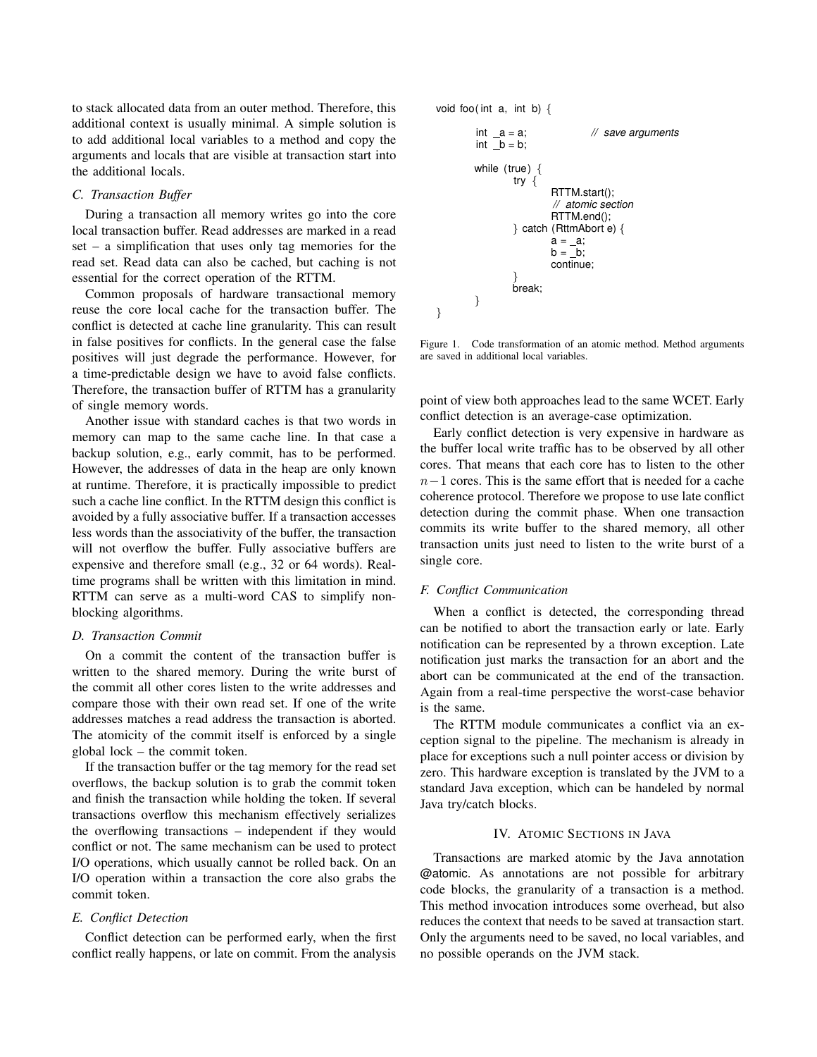to stack allocated data from an outer method. Therefore, this additional context is usually minimal. A simple solution is to add additional local variables to a method and copy the arguments and locals that are visible at transaction start into the additional locals.

### C. Transaction Buffer

During a transaction all memory writes go into the core local transaction buffer. Read addresses are marked in a read set – a simplification that uses only tag memories for the read set. Read data can also be cached, but caching is not essential for the correct operation of the RTTM.

Common proposals of hardware transactional memory reuse the core local cache for the transaction buffer. The conflict is detected at cache line granularity. This can result in false positives for conflicts. In the general case the false positives will just degrade the performance. However, for a time-predictable design we have to avoid false conflicts. Therefore, the transaction buffer of RTTM has a granularity of single memory words.

Another issue with standard caches is that two words in memory can map to the same cache line. In that case a backup solution, e.g., early commit, has to be performed. However, the addresses of data in the heap are only known at runtime. Therefore, it is practically impossible to predict such a cache line conflict. In the RTTM design this conflict is avoided by a fully associative buffer. If a transaction accesses less words than the associativity of the buffer, the transaction will not overflow the buffer. Fully associative buffers are expensive and therefore small (e.g., 32 or 64 words). Real-time programs shall be written with this limitation in mind. RTTM can serve as a multi-word CAS to simplify non-blocking algorithms.

### D. Transaction Commit

On a commit the content of the transaction buffer is written to the shared memory. During the write burst of the commit all other cores listen to the write addresses and compare those with their own read set. If one of the write addresses matches a read address the transaction is aborted. The atomicity of the commit itself is enforced by a single global lock – the commit token.

If the transaction buffer or the tag memory for the read set overflows, the backup solution is to grab the commit token and finish the transaction while holding the token. If several transactions overflow this mechanism effectively serializes the overflowing transactions – independent if they would conflict or not. The same mechanism can be used to protect I/O operations, which usually cannot be rolled back. On an I/O operation within a transaction the core also grabs the commit token.

### E. Conflict Detection

Conflict detection can be performed early, when the first conflict really happens, or late on commit. From the analysis point of view both approaches lead to the same WCET. Early conflict detection is an average-case optimization.

Early conflict detection is very expensive in hardware as the buffer local write traffic has to be observed by all other cores. That means that each core has to listen to the other $n-1$ cores. This is the same effort that is needed for a cache coherence protocol. Therefore we propose to use late conflict detection during the commit phase. When one transaction commits its write buffer to the shared memory, all other transaction units just need to listen to the write burst of a single core.

```
void foo(int a, int b) {

        int _a = a;                // save arguments
        int _b = b;

        while (true) {
                try {
                        RTTM.start();
                        // atomic section
                        RTTM.end();
                } catch (RttmAbort e) {
                        a = _a;
                        b = _b;
                        continue;
                }
                break;
        }
}
```

Figure 1. Code transformation of an atomic method. Method arguments are saved in additional local variables.

### F. Conflict Communication

When a conflict is detected, the corresponding thread can be notified to abort the transaction early or late. Early notification can be represented by a thrown exception. Late notification just marks the transaction for an abort and the abort can be communicated at the end of the transaction. Again from a real-time perspective the worst-case behavior is the same.

The RTTM module communicates a conflict via an exception signal to the pipeline. The mechanism is already in place for exceptions such a null pointer access or division by zero. This hardware exception is translated by the JVM to a standard Java exception, which can be handeled by normal Java try/catch blocks.

## IV. Atomic Sections in Java

Transactions are marked atomic by the Java annotation @atomic. As annotations are not possible for arbitrary code blocks, the granularity of a transaction is a method. This method invocation introduces some overhead, but also reduces the context that needs to be saved at transaction start. Only the arguments need to be saved, no local variables, and no possible operands on the JVM stack.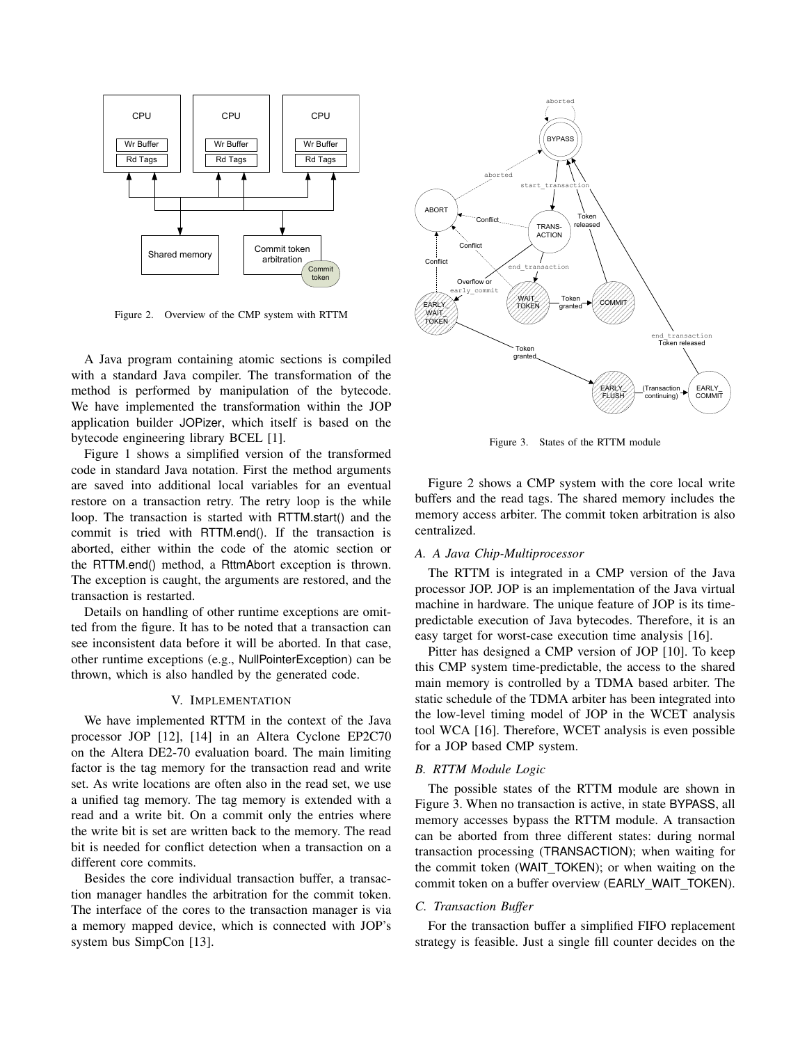CPU

Wr Buffer

Rd Tags

CPU

Wr Buffer

Rd Tags

CPU

Wr Buffer

Rd Tags

Shared memory

Commit token arbitration

Commit token

Figure 2. Overview of the CMP system with RTTM

A Java program containing atomic sections is compiled with a standard Java compiler. The transformation of the method is performed by manipulation of the bytecode. We have implemented the transformation within the JOP application builder JOPizer, which itself is based on the bytecode engineering library BCEL [1].

Figure 1 shows a simplified version of the transformed code in standard Java notation. First the method arguments are saved into additional local variables for an eventual restore on a transaction retry. The retry loop is the while loop. The transaction is started with RTTM.start() and the commit is tried with RTTM.end(). If the transaction is aborted, either within the code of the atomic section or the RTTM.end() method, a RttmAbort exception is thrown. The exception is caught, the arguments are restored, and the transaction is restarted.

Details on handling of other runtime exceptions are omitted from the figure. It has to be noted that a transaction can see inconsistent data before it will be aborted. In that case, other runtime exceptions (e.g., NullPointerException) can be thrown, which is also handled by the generated code.

## V. Implementation

We have implemented RTTM in the context of the Java processor JOP [12], [14] in an Altera Cyclone EP2C70 on the Altera DE2-70 evaluation board. The main limiting factor is the tag memory for the transaction read and write set. As write locations are often also in the read set, we use a unified tag memory. The tag memory is extended with a read and a write bit. On a commit only the entries where the write bit is set are written back to the memory. The read bit is needed for conflict detection when a transaction on a different core commits.

Besides the core individual transaction buffer, a transaction manager handles the arbitration for the commit token. The interface of the cores to the transaction manager is via a memory mapped device, which is connected with JOP's system bus SimpCon [13].

aborted

BYPASS

aborted

start_transaction

ABORT

Conflict

TRANS-ACTION

Token released

Conflict

Conflict

end_transaction

Overflow or early_commit

EARLY_WAIT_TOKEN

WAIT_TOKEN

Token granted

COMMIT

end_transaction Token released

Token granted

EARLY_FLUSH

(Transaction continuing)

EARLY_COMMIT

Figure 3. States of the RTTM module

Figure 2 shows a CMP system with the core local write buffers and the read tags. The shared memory includes the memory access arbiter. The commit token arbitration is also centralized.

### *A. A Java Chip-Multiprocessor*

The RTTM is integrated in a CMP version of the Java processor JOP. JOP is an implementation of the Java virtual machine in hardware. The unique feature of JOP is its time-predictable execution of Java bytecodes. Therefore, it is an easy target for worst-case execution time analysis [16].

Pitter has designed a CMP version of JOP [10]. To keep this CMP system time-predictable, the access to the shared main memory is controlled by a TDMA based arbiter. The static schedule of the TDMA arbiter has been integrated into the low-level timing model of JOP in the WCET analysis tool WCA [16]. Therefore, WCET analysis is even possible for a JOP based CMP system.

### *B. RTTM Module Logic*

The possible states of the RTTM module are shown in Figure 3. When no transaction is active, in state BYPASS, all memory accesses bypass the RTTM module. A transaction can be aborted from three different states: during normal transaction processing (TRANSACTION); when waiting for the commit token (WAIT_TOKEN); or when waiting on the commit token on a buffer overview (EARLY_WAIT_TOKEN).

### *C. Transaction Buffer*

For the transaction buffer a simplified FIFO replacement strategy is feasible. Just a single fill counter decides on the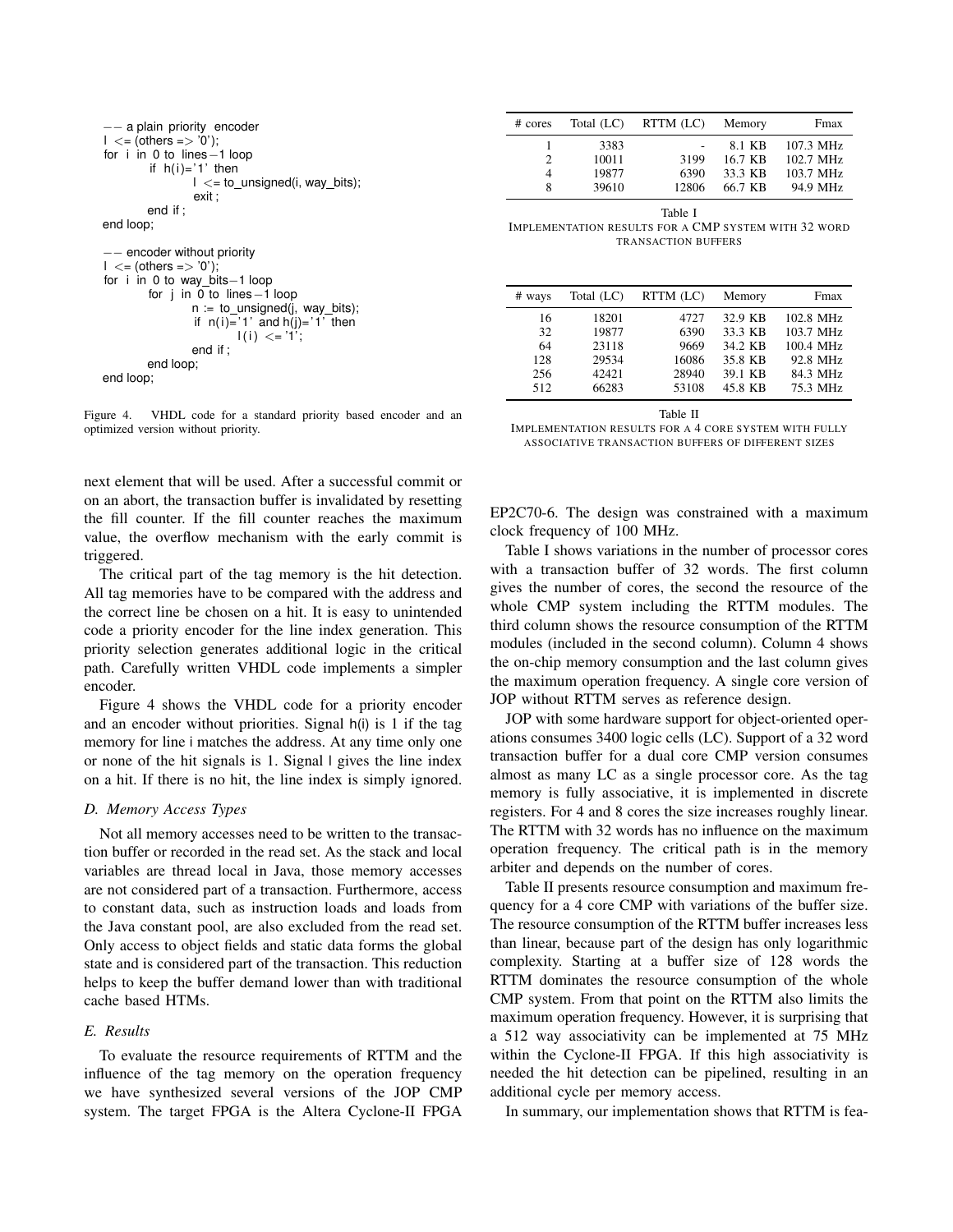```vhdl
-- a plain priority encoder
l <= (others => '0');
for i in 0 to lines-1 loop
        if h(i)='1' then
                l <= to_unsigned(i, way_bits);
                exit;
        end if;
end loop;

-- encoder without priority
l <= (others => '0');
for i in 0 to way_bits-1 loop
        for j in 0 to lines-1 loop
                n := to_unsigned(j, way_bits);
                if n(i)='1' and h(j)='1' then
                        l(i) <= '1';
                end if;
        end loop;
end loop;
```

Figure 4. VHDL code for a standard priority based encoder and an optimized version without priority.

next element that will be used. After a successful commit or on an abort, the transaction buffer is invalidated by resetting the fill counter. If the fill counter reaches the maximum value, the overflow mechanism with the early commit is triggered.

The critical part of the tag memory is the hit detection. All tag memories have to be compared with the address and the correct line be chosen on a hit. It is easy to unintended code a priority encoder for the line index generation. This priority selection generates additional logic in the critical path. Carefully written VHDL code implements a simpler encoder.

Figure 4 shows the VHDL code for a priority encoder and an encoder without priorities. Signal h(i) is 1 if the tag memory for line i matches the address. At any time only one or none of the hit signals is 1. Signal l gives the line index on a hit. If there is no hit, the line index is simply ignored.

### D. Memory Access Types

Not all memory accesses need to be written to the transaction buffer or recorded in the read set. As the stack and local variables are thread local in Java, those memory accesses are not considered part of a transaction. Furthermore, access to constant data, such as instruction loads and loads from the Java constant pool, are also excluded from the read set. Only access to object fields and static data forms the global state and is considered part of the transaction. This reduction helps to keep the buffer demand lower than with traditional cache based HTMs.

### E. Results

To evaluate the resource requirements of RTTM and the influence of the tag memory on the operation frequency we have synthesized several versions of the JOP CMP system. The target FPGA is the Altera Cyclone-II FPGA EP2C70-6. The design was constrained with a maximum clock frequency of 100 MHz.

| # cores | Total (LC) | RTTM (LC) | Memory | Fmax |
|---|---|---|---|---|
| 1 | 3383 | - | 8.1 KB | 107.3 MHz |
| 2 | 10011 | 3199 | 16.7 KB | 102.7 MHz |
| 4 | 19877 | 6390 | 33.3 KB | 103.7 MHz |
| 8 | 39610 | 12806 | 66.7 KB | 94.9 MHz |

Table I
IMPLEMENTATION RESULTS FOR A CMP SYSTEM WITH 32 WORD TRANSACTION BUFFERS

| # ways | Total (LC) | RTTM (LC) | Memory | Fmax |
|---|---|---|---|---|
| 16 | 18201 | 4727 | 32.9 KB | 102.8 MHz |
| 32 | 19877 | 6390 | 33.3 KB | 103.7 MHz |
| 64 | 23118 | 9669 | 34.2 KB | 100.4 MHz |
| 128 | 29534 | 16086 | 35.8 KB | 92.8 MHz |
| 256 | 42421 | 28940 | 39.1 KB | 84.3 MHz |
| 512 | 66283 | 53108 | 45.8 KB | 75.3 MHz |

Table II
IMPLEMENTATION RESULTS FOR A 4 CORE SYSTEM WITH FULLY ASSOCIATIVE TRANSACTION BUFFERS OF DIFFERENT SIZES

Table I shows variations in the number of processor cores with a transaction buffer of 32 words. The first column gives the number of cores, the second the resource of the whole CMP system including the RTTM modules. The third column shows the resource consumption of the RTTM modules (included in the second column). Column 4 shows the on-chip memory consumption and the last column gives the maximum operation frequency. A single core version of JOP without RTTM serves as reference design.

JOP with some hardware support for object-oriented operations consumes 3400 logic cells (LC). Support of a 32 word transaction buffer for a dual core CMP version consumes almost as many LC as a single processor core. As the tag memory is fully associative, it is implemented in discrete registers. For 4 and 8 cores the size increases roughly linear. The RTTM with 32 words has no influence on the maximum operation frequency. The critical path is in the memory arbiter and depends on the number of cores.

Table II presents resource consumption and maximum frequency for a 4 core CMP with variations of the buffer size. The resource consumption of the RTTM buffer increases less than linear, because part of the design has only logarithmic complexity. Starting at a buffer size of 128 words the RTTM dominates the resource consumption of the whole CMP system. From that point on the RTTM also limits the maximum operation frequency. However, it is surprising that a 512 way associativity can be implemented at 75 MHz within the Cyclone-II FPGA. If this high associativity is needed the hit detection can be pipelined, resulting in an additional cycle per memory access.

In summary, our implementation shows that RTTM is fea-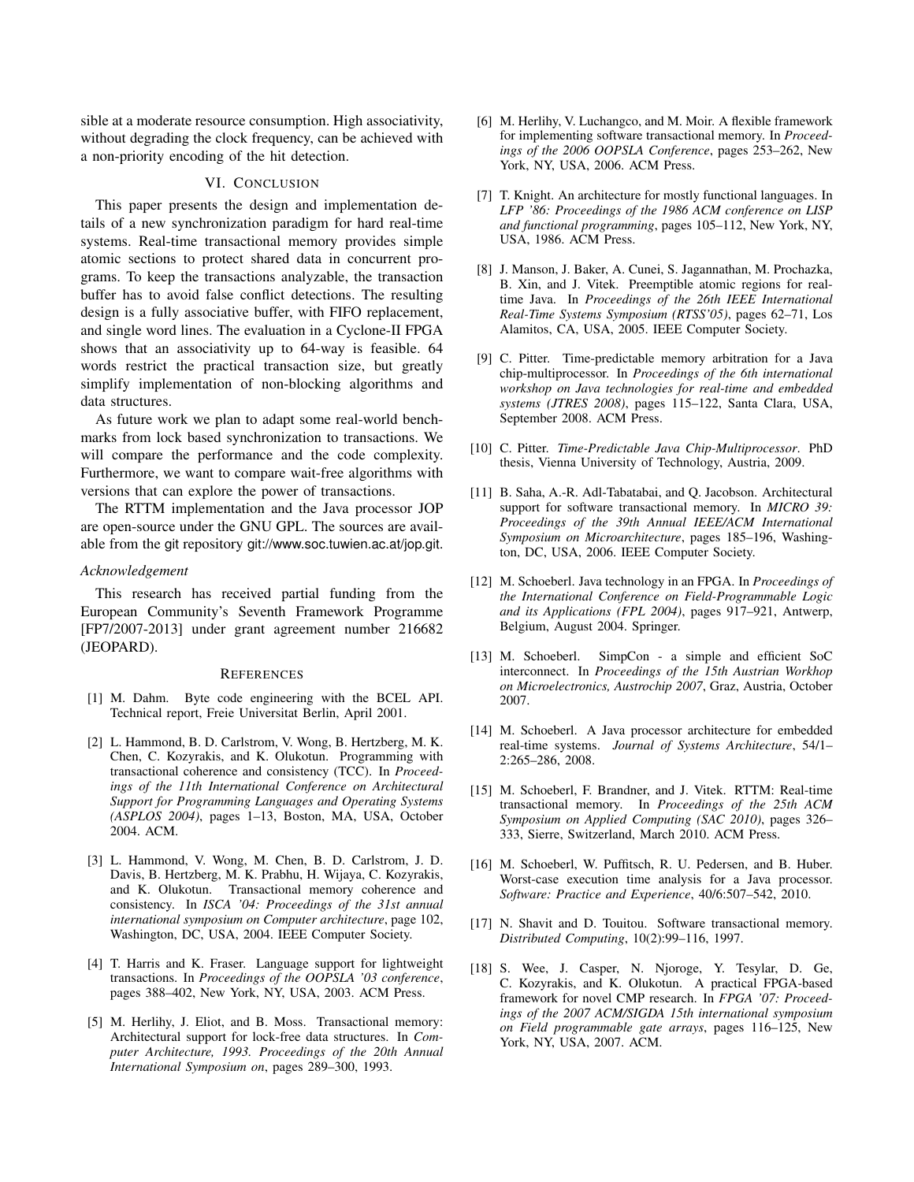sible at a moderate resource consumption. High associativity, without degrading the clock frequency, can be achieved with a non-priority encoding of the hit detection.

## VI. Conclusion

This paper presents the design and implementation details of a new synchronization paradigm for hard real-time systems. Real-time transactional memory provides simple atomic sections to protect shared data in concurrent programs. To keep the transactions analyzable, the transaction buffer has to avoid false conflict detections. The resulting design is a fully associative buffer, with FIFO replacement, and single word lines. The evaluation in a Cyclone-II FPGA shows that an associativity up to 64-way is feasible. 64 words restrict the practical transaction size, but greatly simplify implementation of non-blocking algorithms and data structures.

As future work we plan to adapt some real-world benchmarks from lock based synchronization to transactions. We will compare the performance and the code complexity. Furthermore, we want to compare wait-free algorithms with versions that can explore the power of transactions.

The RTTM implementation and the Java processor JOP are open-source under the GNU GPL. The sources are available from the git repository git://www.soc.tuwien.ac.at/jop.git.

### *Acknowledgement*

This research has received partial funding from the European Community's Seventh Framework Programme [FP7/2007-2013] under grant agreement number 216682 (JEOPARD).

## References

[1] M. Dahm. Byte code engineering with the BCEL API. Technical report, Freie Universitat Berlin, April 2001.

[2] L. Hammond, B. D. Carlstrom, V. Wong, B. Hertzberg, M. K. Chen, C. Kozyrakis, and K. Olukotun. Programming with transactional coherence and consistency (TCC). In *Proceedings of the 11th International Conference on Architectural Support for Programming Languages and Operating Systems (ASPLOS 2004)*, pages 1–13, Boston, MA, USA, October 2004. ACM.

[3] L. Hammond, V. Wong, M. Chen, B. D. Carlstrom, J. D. Davis, B. Hertzberg, M. K. Prabhu, H. Wijaya, C. Kozyrakis, and K. Olukotun. Transactional memory coherence and consistency. In *ISCA '04: Proceedings of the 31st annual international symposium on Computer architecture*, page 102, Washington, DC, USA, 2004. IEEE Computer Society.

[4] T. Harris and K. Fraser. Language support for lightweight transactions. In *Proceedings of the OOPSLA '03 conference*, pages 388–402, New York, NY, USA, 2003. ACM Press.

[5] M. Herlihy, J. Eliot, and B. Moss. Transactional memory: Architectural support for lock-free data structures. In *Computer Architecture, 1993. Proceedings of the 20th Annual International Symposium on*, pages 289–300, 1993.

[6] M. Herlihy, V. Luchangco, and M. Moir. A flexible framework for implementing software transactional memory. In *Proceedings of the 2006 OOPSLA Conference*, pages 253–262, New York, NY, USA, 2006. ACM Press.

[7] T. Knight. An architecture for mostly functional languages. In *LFP '86: Proceedings of the 1986 ACM conference on LISP and functional programming*, pages 105–112, New York, NY, USA, 1986. ACM Press.

[8] J. Manson, J. Baker, A. Cunei, S. Jagannathan, M. Prochazka, B. Xin, and J. Vitek. Preemptible atomic regions for real-time Java. In *Proceedings of the 26th IEEE International Real-Time Systems Symposium (RTSS'05)*, pages 62–71, Los Alamitos, CA, USA, 2005. IEEE Computer Society.

[9] C. Pitter. Time-predictable memory arbitration for a Java chip-multiprocessor. In *Proceedings of the 6th international workshop on Java technologies for real-time and embedded systems (JTRES 2008)*, pages 115–122, Santa Clara, USA, September 2008. ACM Press.

[10] C. Pitter. *Time-Predictable Java Chip-Multiprocessor*. PhD thesis, Vienna University of Technology, Austria, 2009.

[11] B. Saha, A.-R. Adl-Tabatabai, and Q. Jacobson. Architectural support for software transactional memory. In *MICRO 39: Proceedings of the 39th Annual IEEE/ACM International Symposium on Microarchitecture*, pages 185–196, Washington, DC, USA, 2006. IEEE Computer Society.

[12] M. Schoeberl. Java technology in an FPGA. In *Proceedings of the International Conference on Field-Programmable Logic and its Applications (FPL 2004)*, pages 917–921, Antwerp, Belgium, August 2004. Springer.

[13] M. Schoeberl. SimpCon - a simple and efficient SoC interconnect. In *Proceedings of the 15th Austrian Workhop on Microelectronics, Austrochip 2007*, Graz, Austria, October 2007.

[14] M. Schoeberl. A Java processor architecture for embedded real-time systems. *Journal of Systems Architecture*, 54/1–2:265–286, 2008.

[15] M. Schoeberl, F. Brandner, and J. Vitek. RTTM: Real-time transactional memory. In *Proceedings of the 25th ACM Symposium on Applied Computing (SAC 2010)*, pages 326–333, Sierre, Switzerland, March 2010. ACM Press.

[16] M. Schoeberl, W. Puffitsch, R. U. Pedersen, and B. Huber. Worst-case execution time analysis for a Java processor. *Software: Practice and Experience*, 40/6:507–542, 2010.

[17] N. Shavit and D. Touitou. Software transactional memory. *Distributed Computing*, 10(2):99–116, 1997.

[18] S. Wee, J. Casper, N. Njoroge, Y. Tesylar, D. Ge, C. Kozyrakis, and K. Olukotun. A practical FPGA-based framework for novel CMP research. In *FPGA '07: Proceedings of the 2007 ACM/SIGDA 15th international symposium on Field programmable gate arrays*, pages 116–125, New York, NY, USA, 2007. ACM.